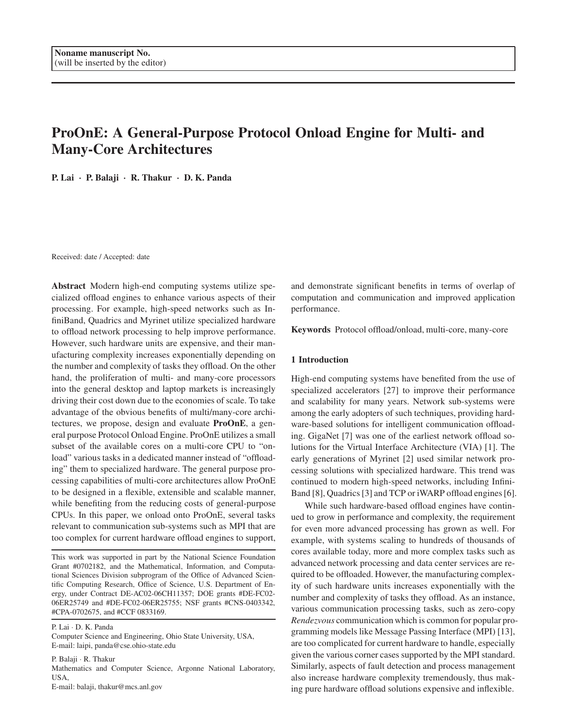**Noname manuscript No.**
(will be inserted by the editor)

# ProOnE: A General-Purpose Protocol Onload Engine for Multi- and Many-Core Architectures

**P. Lai · P. Balaji · R. Thakur · D. K. Panda**

Received: date / Accepted: date

**Abstract** Modern high-end computing systems utilize specialized offload engines to enhance various aspects of their processing. For example, high-speed networks such as InfiniBand, Quadrics and Myrinet utilize specialized hardware to offload network processing to help improve performance. However, such hardware units are expensive, and their manufacturing complexity increases exponentially depending on the number and complexity of tasks they offload. On the other hand, the proliferation of multi- and many-core processors into the general desktop and laptop markets is increasingly driving their cost down due to the economies of scale. To take advantage of the obvious benefits of multi/many-core architectures, we propose, design and evaluate **ProOnE**, a general purpose Protocol Onload Engine. ProOnE utilizes a small subset of the available cores on a multi-core CPU to "onload" various tasks in a dedicated manner instead of "offloading" them to specialized hardware. The general purpose processing capabilities of multi-core architectures allow ProOnE to be designed in a flexible, extensible and scalable manner, while benefiting from the reducing costs of general-purpose CPUs. In this paper, we onload onto ProOnE, several tasks relevant to communication sub-systems such as MPI that are too complex for current hardware offload engines to support, and demonstrate significant benefits in terms of overlap of computation and communication and improved application performance.

**Keywords** Protocol offload/onload, multi-core, many-core

This work was supported in part by the National Science Foundation Grant #0702182, and the Mathematical, Information, and Computational Sciences Division subprogram of the Office of Advanced Scientific Computing Research, Office of Science, U.S. Department of Energy, under Contract DE-AC02-06CH11357; DOE grants #DE-FC02-06ER25749 and #DE-FC02-06ER25755; NSF grants #CNS-0403342, #CPA-0702675, and #CCF 0833169.

P. Lai · D. K. Panda
Computer Science and Engineering, Ohio State University, USA,
E-mail: laipi, panda@cse.ohio-state.edu

P. Balaji · R. Thakur
Mathematics and Computer Science, Argonne National Laboratory, USA,
E-mail: balaji, thakur@mcs.anl.gov

## 1 Introduction

High-end computing systems have benefited from the use of specialized accelerators [27] to improve their performance and scalability for many years. Network sub-systems were among the early adopters of such techniques, providing hardware-based solutions for intelligent communication offloading. GigaNet [7] was one of the earliest network offload solutions for the Virtual Interface Architecture (VIA) [1]. The early generations of Myrinet [2] used similar network processing solutions with specialized hardware. This trend was continued to modern high-speed networks, including InfiniBand [8], Quadrics [3] and TCP or iWARP offload engines [6].

While such hardware-based offload engines have continued to grow in performance and complexity, the requirement for even more advanced processing has grown as well. For example, with systems scaling to hundreds of thousands of cores available today, more and more complex tasks such as advanced network processing and data center services are required to be offloaded. However, the manufacturing complexity of such hardware units increases exponentially with the number and complexity of tasks they offload. As an instance, various communication processing tasks, such as zero-copy *Rendezvous* communication which is common for popular programming models like Message Passing Interface (MPI) [13], are too complicated for current hardware to handle, especially given the various corner cases supported by the MPI standard. Similarly, aspects of fault detection and process management also increase hardware complexity tremendously, thus making pure hardware offload solutions expensive and inflexible.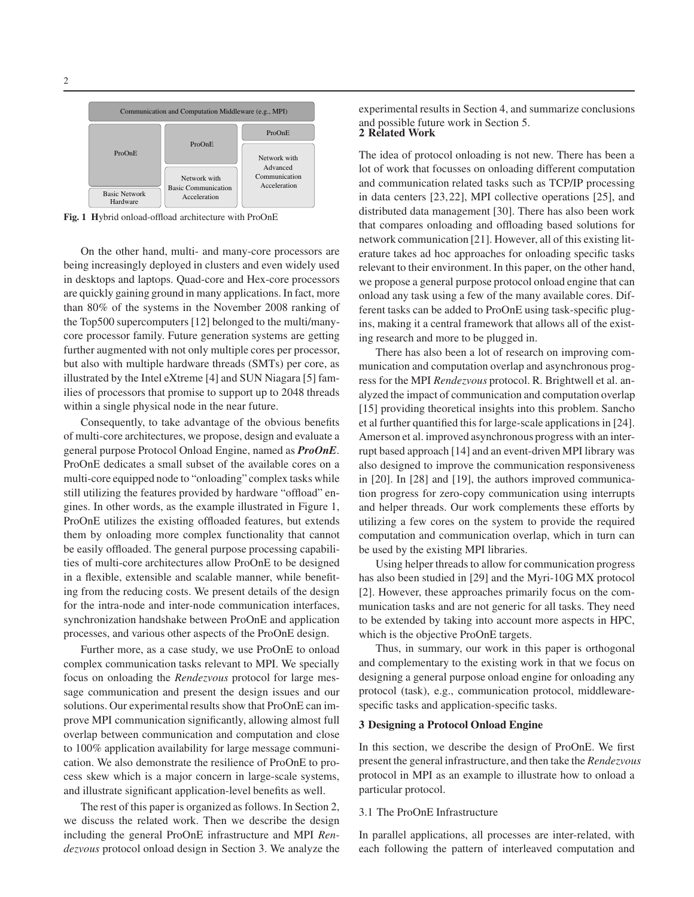Communication and Computation Middleware (e.g., MPI)

| ProOnE | ProOnE | ProOnE |
| --- | --- | --- |
| Basic Network Hardware | Network with Basic Communication Acceleration | Network with Advanced Communication Acceleration |

**Fig. 1** **H**ybrid onload-offload architecture with ProOnE

On the other hand, multi- and many-core processors are being increasingly deployed in clusters and even widely used in desktops and laptops. Quad-core and Hex-core processors are quickly gaining ground in many applications. In fact, more than 80% of the systems in the November 2008 ranking of the Top500 supercomputers [12] belonged to the multi/many-core processor family. Future generation systems are getting further augmented with not only multiple cores per processor, but also with multiple hardware threads (SMTs) per core, as illustrated by the Intel eXtreme [4] and SUN Niagara [5] families of processors that promise to support up to 2048 threads within a single physical node in the near future.

Consequently, to take advantage of the obvious benefits of multi-core architectures, we propose, design and evaluate a general purpose Protocol Onload Engine, named as ***ProOnE***. ProOnE dedicates a small subset of the available cores on a multi-core equipped node to "onloading" complex tasks while still utilizing the features provided by hardware "offload" engines. In other words, as the example illustrated in Figure 1, ProOnE utilizes the existing offloaded features, but extends them by onloading more complex functionality that cannot be easily offloaded. The general purpose processing capabilities of multi-core architectures allow ProOnE to be designed in a flexible, extensible and scalable manner, while benefiting from the reducing costs. We present details of the design for the intra-node and inter-node communication interfaces, synchronization handshake between ProOnE and application processes, and various other aspects of the ProOnE design.

Further more, as a case study, we use ProOnE to onload complex communication tasks relevant to MPI. We specially focus on onloading the *Rendezvous* protocol for large message communication and present the design issues and our solutions. Our experimental results show that ProOnE can improve MPI communication significantly, allowing almost full overlap between communication and computation and close to 100% application availability for large message communication. We also demonstrate the resilience of ProOnE to process skew which is a major concern in large-scale systems, and illustrate significant application-level benefits as well.

The rest of this paper is organized as follows. In Section 2, we discuss the related work. Then we describe the design including the general ProOnE infrastructure and MPI *Rendezvous* protocol onload design in Section 3. We analyze the experimental results in Section 4, and summarize conclusions and possible future work in Section 5.

## 2 Related Work

The idea of protocol onloading is not new. There has been a lot of work that focusses on onloading different computation and communication related tasks such as TCP/IP processing in data centers [23,22], MPI collective operations [25], and distributed data management [30]. There has also been work that compares onloading and offloading based solutions for network communication [21]. However, all of this existing literature takes ad hoc approaches for onloading specific tasks relevant to their environment. In this paper, on the other hand, we propose a general purpose protocol onload engine that can onload any task using a few of the many available cores. Different tasks can be added to ProOnE using task-specific plugins, making it a central framework that allows all of the existing research and more to be plugged in.

There has also been a lot of research on improving communication and computation overlap and asynchronous progress for the MPI *Rendezvous* protocol. R. Brightwell et al. analyzed the impact of communication and computation overlap [15] providing theoretical insights into this problem. Sancho et al further quantified this for large-scale applications in [24]. Amerson et al. improved asynchronous progress with an interrupt based approach [14] and an event-driven MPI library was also designed to improve the communication responsiveness in [20]. In [28] and [19], the authors improved communication progress for zero-copy communication using interrupts and helper threads. Our work complements these efforts by utilizing a few cores on the system to provide the required computation and communication overlap, which in turn can be used by the existing MPI libraries.

Using helper threads to allow for communication progress has also been studied in [29] and the Myri-10G MX protocol [2]. However, these approaches primarily focus on the communication tasks and are not generic for all tasks. They need to be extended by taking into account more aspects in HPC, which is the objective ProOnE targets.

Thus, in summary, our work in this paper is orthogonal and complementary to the existing work in that we focus on designing a general purpose onload engine for onloading any protocol (task), e.g., communication protocol, middleware-specific tasks and application-specific tasks.

## 3 Designing a Protocol Onload Engine

In this section, we describe the design of ProOnE. We first present the general infrastructure, and then take the *Rendezvous* protocol in MPI as an example to illustrate how to onload a particular protocol.

### 3.1 The ProOnE Infrastructure

In parallel applications, all processes are inter-related, with each following the pattern of interleaved computation and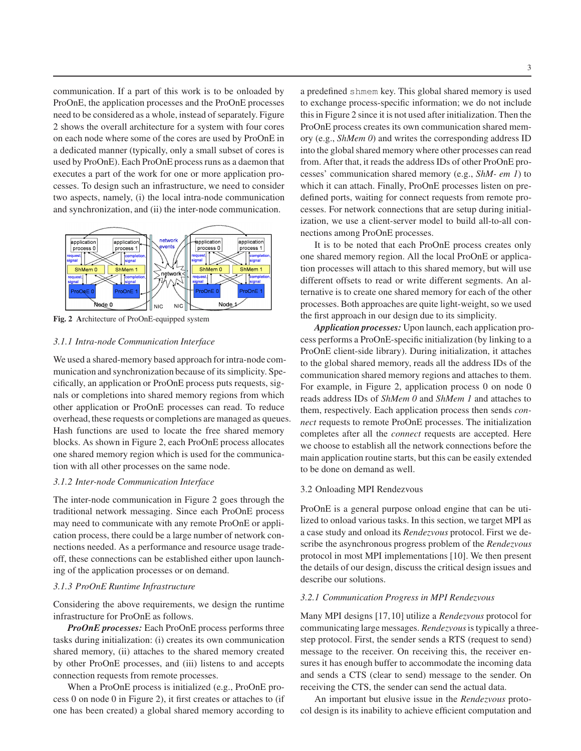communication. If a part of this work is to be onloaded by ProOnE, the application processes and the ProOnE processes need to be considered as a whole, instead of separately. Figure 2 shows the overall architecture for a system with four cores on each node where some of the cores are used by ProOnE in a dedicated manner (typically, only a small subset of cores is used by ProOnE). Each ProOnE process runs as a daemon that executes a part of the work for one or more application processes. To design such an infrastructure, we need to consider two aspects, namely, (i) the local intra-node communication and synchronization, and (ii) the inter-node communication.

**Fig. 2** Architecture of ProOnE-equipped system

### 3.1.1 Intra-node Communication Interface

We used a shared-memory based approach for intra-node communication and synchronization because of its simplicity. Specifically, an application or ProOnE process puts requests, signals or completions into shared memory regions from which other application or ProOnE processes can read. To reduce overhead, these requests or completions are managed as queues. Hash functions are used to locate the free shared memory blocks. As shown in Figure 2, each ProOnE process allocates one shared memory region which is used for the communication with all other processes on the same node.

### 3.1.2 Inter-node Communication Interface

The inter-node communication in Figure 2 goes through the traditional network messaging. Since each ProOnE process may need to communicate with any remote ProOnE or application process, there could be a large number of network connections needed. As a performance and resource usage tradeoff, these connections can be established either upon launching of the application processes or on demand.

### 3.1.3 ProOnE Runtime Infrastructure

Considering the above requirements, we design the runtime infrastructure for ProOnE as follows.

***ProOnE processes:*** Each ProOnE process performs three tasks during initialization: (i) creates its own communication shared memory, (ii) attaches to the shared memory created by other ProOnE processes, and (iii) listens to and accepts connection requests from remote processes.

When a ProOnE process is initialized (e.g., ProOnE process 0 on node 0 in Figure 2), it first creates or attaches to (if one has been created) a global shared memory according to a predefined `shmem` key. This global shared memory is used to exchange process-specific information; we do not include this in Figure 2 since it is not used after initialization. Then the ProOnE process creates its own communication shared memory (e.g., *ShMem 0*) and writes the corresponding address ID into the global shared memory where other processes can read from. After that, it reads the address IDs of other ProOnE processes' communication shared memory (e.g., *ShM- em 1*) to which it can attach. Finally, ProOnE processes listen on predefined ports, waiting for connect requests from remote processes. For network connections that are setup during initialization, we use a client-server model to build all-to-all connections among ProOnE processes.

It is to be noted that each ProOnE process creates only one shared memory region. All the local ProOnE or application processes will attach to this shared memory, but will use different offsets to read or write different segments. An alternative is to create one shared memory for each of the other processes. Both approaches are quite light-weight, so we used the first approach in our design due to its simplicity.

***Application processes:*** Upon launch, each application process performs a ProOnE-specific initialization (by linking to a ProOnE client-side library). During initialization, it attaches to the global shared memory, reads all the address IDs of the communication shared memory regions and attaches to them. For example, in Figure 2, application process 0 on node 0 reads address IDs of *ShMem 0* and *ShMem 1* and attaches to them, respectively. Each application process then sends *connect* requests to remote ProOnE processes. The initialization completes after all the *connect* requests are accepted. Here we choose to establish all the network connections before the main application routine starts, but this can be easily extended to be done on demand as well.

## 3.2 Onloading MPI Rendezvous

ProOnE is a general purpose onload engine that can be utilized to onload various tasks. In this section, we target MPI as a case study and onload its *Rendezvous* protocol. First we describe the asynchronous progress problem of the *Rendezvous* protocol in most MPI implementations [10]. We then present the details of our design, discuss the critical design issues and describe our solutions.

### 3.2.1 Communication Progress in MPI Rendezvous

Many MPI designs [17,10] utilize a *Rendezvous* protocol for communicating large messages. *Rendezvous* is typically a three-step protocol. First, the sender sends a RTS (request to send) message to the receiver. On receiving this, the receiver ensures it has enough buffer to accommodate the incoming data and sends a CTS (clear to send) message to the sender. On receiving the CTS, the sender can send the actual data.

An important but elusive issue in the *Rendezvous* protocol design is its inability to achieve efficient computation and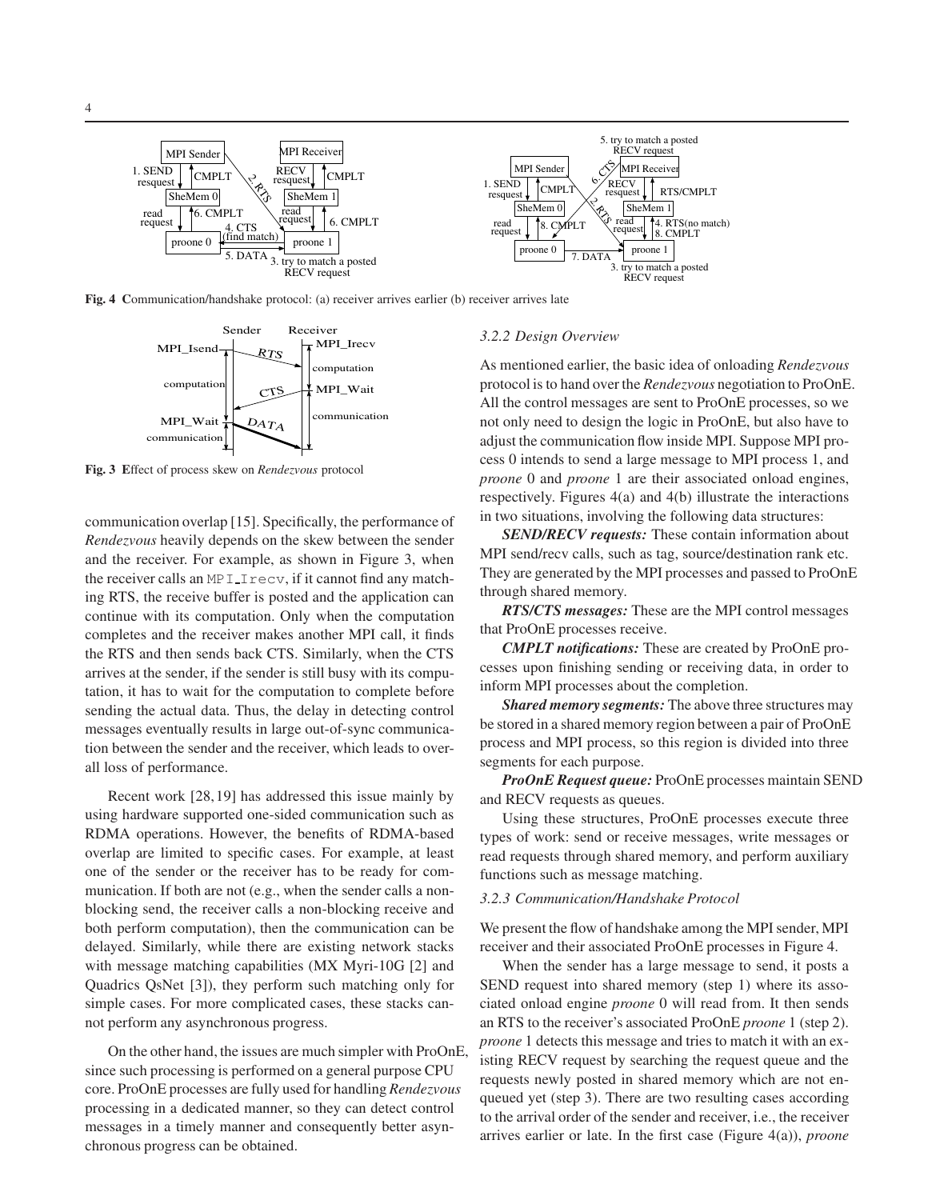Fig. 4 Communication/handshake protocol: (a) receiver arrives earlier (b) receiver arrives late

Fig. 3 Effect of process skew on *Rendezvous* protocol

communication overlap [15]. Specifically, the performance of *Rendezvous* heavily depends on the skew between the sender and the receiver. For example, as shown in Figure 3, when the receiver calls an MPI_Irecv, if it cannot find any matching RTS, the receive buffer is posted and the application can continue with its computation. Only when the computation completes and the receiver makes another MPI call, it finds the RTS and then sends back CTS. Similarly, when the CTS arrives at the sender, if the sender is still busy with its computation, it has to wait for the computation to complete before sending the actual data. Thus, the delay in detecting control messages eventually results in large out-of-sync communication between the sender and the receiver, which leads to overall loss of performance.

Recent work [28,19] has addressed this issue mainly by using hardware supported one-sided communication such as RDMA operations. However, the benefits of RDMA-based overlap are limited to specific cases. For example, at least one of the sender or the receiver has to be ready for communication. If both are not (e.g., when the sender calls a non-blocking send, the receiver calls a non-blocking receive and both perform computation), then the communication can be delayed. Similarly, while there are existing network stacks with message matching capabilities (MX Myri-10G [2] and Quadrics QsNet [3]), they perform such matching only for simple cases. For more complicated cases, these stacks cannot perform any asynchronous progress.

On the other hand, the issues are much simpler with ProOnE, since such processing is performed on a general purpose CPU core. ProOnE processes are fully used for handling *Rendezvous* processing in a dedicated manner, so they can detect control messages in a timely manner and consequently better asynchronous progress can be obtained.

### 3.2.2 Design Overview

As mentioned earlier, the basic idea of onloading *Rendezvous* protocol is to hand over the *Rendezvous* negotiation to ProOnE. All the control messages are sent to ProOnE processes, so we not only need to design the logic in ProOnE, but also have to adjust the communication flow inside MPI. Suppose MPI process 0 intends to send a large message to MPI process 1, and *proone* 0 and *proone* 1 are their associated onload engines, respectively. Figures 4(a) and 4(b) illustrate the interactions in two situations, involving the following data structures:

***SEND/RECV requests:*** These contain information about MPI send/recv calls, such as tag, source/destination rank etc. They are generated by the MPI processes and passed to ProOnE through shared memory.

***RTS/CTS messages:*** These are the MPI control messages that ProOnE processes receive.

***CMPLT notifications:*** These are created by ProOnE processes upon finishing sending or receiving data, in order to inform MPI processes about the completion.

***Shared memory segments:*** The above three structures may be stored in a shared memory region between a pair of ProOnE process and MPI process, so this region is divided into three segments for each purpose.

***ProOnE Request queue:*** ProOnE processes maintain SEND and RECV requests as queues.

Using these structures, ProOnE processes execute three types of work: send or receive messages, write messages or read requests through shared memory, and perform auxiliary functions such as message matching.

### 3.2.3 Communication/Handshake Protocol

We present the flow of handshake among the MPI sender, MPI receiver and their associated ProOnE processes in Figure 4.

When the sender has a large message to send, it posts a SEND request into shared memory (step 1) where its associated onload engine *proone* 0 will read from. It then sends an RTS to the receiver's associated ProOnE *proone* 1 (step 2). *proone* 1 detects this message and tries to match it with an existing RECV request by searching the request queue and the requests newly posted in shared memory which are not enqueued yet (step 3). There are two resulting cases according to the arrival order of the sender and receiver, i.e., the receiver arrives earlier or late. In the first case (Figure 4(a)), *proone*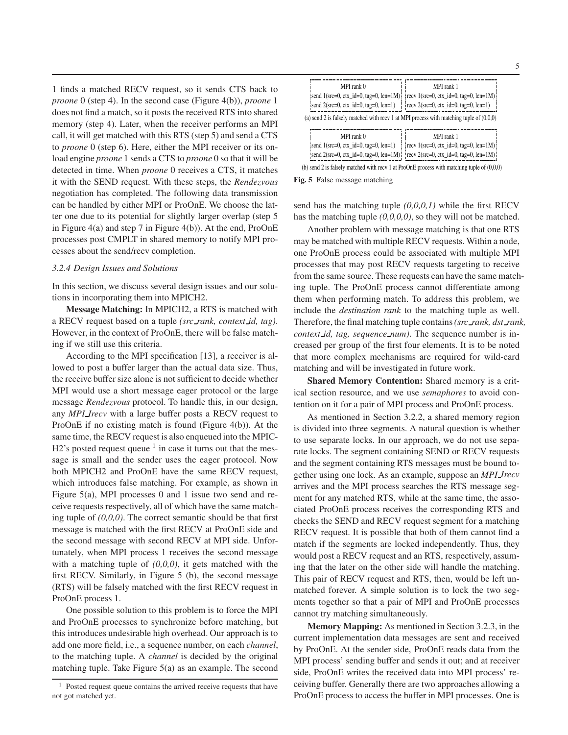1 finds a matched RECV request, so it sends CTS back to *proone* 0 (step 4). In the second case (Figure 4(b)), *proone* 1 does not find a match, so it posts the received RTS into shared memory (step 4). Later, when the receiver performs an MPI call, it will get matched with this RTS (step 5) and send a CTS to *proone* 0 (step 6). Here, either the MPI receiver or its onload engine *proone* 1 sends a CTS to *proone* 0 so that it will be detected in time. When *proone* 0 receives a CTS, it matches it with the SEND request. With these steps, the *Rendezvous* negotiation has completed. The following data transmission can be handled by either MPI or ProOnE. We choose the latter one due to its potential for slightly larger overlap (step 5 in Figure 4(a) and step 7 in Figure 4(b)). At the end, ProOnE processes post CMPLT in shared memory to notify MPI processes about the send/recv completion.

### 3.2.4 Design Issues and Solutions

In this section, we discuss several design issues and our solutions in incorporating them into MPICH2.

**Message Matching:** In MPICH2, a RTS is matched with a RECV request based on a tuple *(src_rank, context_id, tag)*. However, in the context of ProOnE, there will be false matching if we still use this criteria.

According to the MPI specification [13], a receiver is allowed to post a buffer larger than the actual data size. Thus, the receive buffer size alone is not sufficient to decide whether MPI would use a short message eager protocol or the large message *Rendezvous* protocol. To handle this, in our design, any *MPI_Irecv* with a large buffer posts a RECV request to ProOnE if no existing match is found (Figure 4(b)). At the same time, the RECV request is also enqueued into the MPICH2's posted request queue [1] in case it turns out that the message is small and the sender uses the eager protocol. Now both MPICH2 and ProOnE have the same RECV request, which introduces false matching. For example, as shown in Figure 5(a), MPI processes 0 and 1 issue two send and receive requests respectively, all of which have the same matching tuple of *(0,0,0)*. The correct semantic should be that first message is matched with the first RECV at ProOnE side and the second message with second RECV at MPI side. Unfortunately, when MPI process 1 receives the second message with a matching tuple of *(0,0,0)*, it gets matched with the first RECV. Similarly, in Figure 5 (b), the second message (RTS) will be falsely matched with the first RECV request in ProOnE process 1.

One possible solution to this problem is to force the MPI and ProOnE processes to synchronize before matching, but this introduces undesirable high overhead. Our approach is to add one more field, i.e., a sequence number, on each *channel*, to the matching tuple. A *channel* is decided by the original matching tuple. Take Figure 5(a) as an example. The second send has the matching tuple *(0,0,0,1)* while the first RECV has the matching tuple *(0,0,0,0)*, so they will not be matched.

[1] Posted request queue contains the arrived receive requests that have not got matched yet.

| MPI rank 0 | MPI rank 1 |
|---|---|
| send 1(src=0, ctx_id=0, tag=0, len=1M) | recv 1(src=0, ctx_id=0, tag=0, len=1M) |
| send 2(src=0, ctx_id=0, tag=0, len=1) | recv 2(src=0, ctx_id=0, tag=0, len=1) |

(a) send 2 is falsely matched with recv 1 at MPI process with matching tuple of (0,0,0)

| MPI rank 0 | MPI rank 1 |
|---|---|
| send 1(src=0, ctx_id=0, tag=0, len=1) | recv 1(src=0, ctx_id=0, tag=0, len=1M) |
| send 2(src=0, ctx_id=0, tag=0, len=1M) | recv 2(src=0, ctx_id=0, tag=0, len=1M) |

(b) send 2 is falsely matched with recv 1 at ProOnE process with matching tuple of (0,0,0)

**Fig. 5** False message matching

Another problem with message matching is that one RTS may be matched with multiple RECV requests. Within a node, one ProOnE process could be associated with multiple MPI processes that may post RECV requests targeting to receive from the same source. These requests can have the same matching tuple. The ProOnE process cannot differentiate among them when performing match. To address this problem, we include the *destination rank* to the matching tuple as well. Therefore, the final matching tuple contains *(src_rank, dst_rank, context_id, tag, sequence_num)*. The sequence number is increased per group of the first four elements. It is to be noted that more complex mechanisms are required for wild-card matching and will be investigated in future work.

**Shared Memory Contention:** Shared memory is a critical section resource, and we use *semaphores* to avoid contention on it for a pair of MPI process and ProOnE process.

As mentioned in Section 3.2.2, a shared memory region is divided into three segments. A natural question is whether to use separate locks. In our approach, we do not use separate locks. The segment containing SEND or RECV requests and the segment containing RTS messages must be bound together using one lock. As an example, suppose an *MPI_Irecv* arrives and the MPI process searches the RTS message segment for any matched RTS, while at the same time, the associated ProOnE process receives the corresponding RTS and checks the SEND and RECV request segment for a matching RECV request. It is possible that both of them cannot find a match if the segments are locked independently. Thus, they would post a RECV request and an RTS, respectively, assuming that the later on the other side will handle the matching. This pair of RECV request and RTS, then, would be left unmatched forever. A simple solution is to lock the two segments together so that a pair of MPI and ProOnE processes cannot try matching simultaneously.

**Memory Mapping:** As mentioned in Section 3.2.3, in the current implementation data messages are sent and received by ProOnE. At the sender side, ProOnE reads data from the MPI process' sending buffer and sends it out; and at receiver side, ProOnE writes the received data into MPI process' receiving buffer. Generally there are two approaches allowing a ProOnE process to access the buffer in MPI processes. One is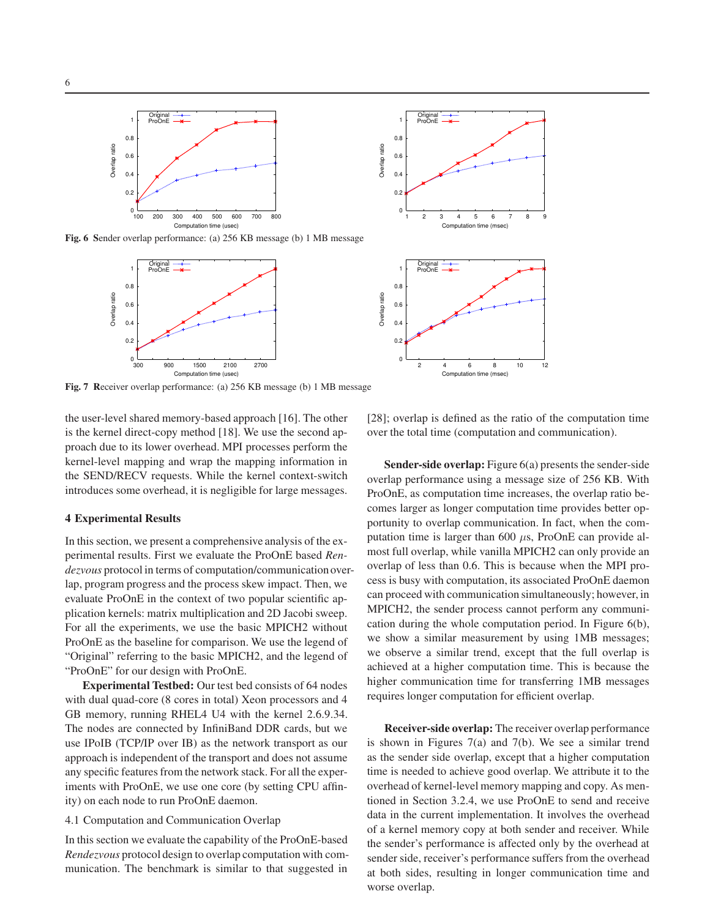**Fig. 6** **S**ender overlap performance: (a) 256 KB message (b) 1 MB message

**Fig. 7** **R**eceiver overlap performance: (a) 256 KB message (b) 1 MB message

the user-level shared memory-based approach [16]. The other is the kernel direct-copy method [18]. We use the second approach due to its lower overhead. MPI processes perform the kernel-level mapping and wrap the mapping information in the SEND/RECV requests. While the kernel context-switch introduces some overhead, it is negligible for large messages.

## 4 Experimental Results

In this section, we present a comprehensive analysis of the experimental results. First we evaluate the ProOnE based *Rendezvous* protocol in terms of computation/communication overlap, program progress and the process skew impact. Then, we evaluate ProOnE in the context of two popular scientific application kernels: matrix multiplication and 2D Jacobi sweep. For all the experiments, we use the basic MPICH2 without ProOnE as the baseline for comparison. We use the legend of "Original" referring to the basic MPICH2, and the legend of "ProOnE" for our design with ProOnE.

**Experimental Testbed:** Our test bed consists of 64 nodes with dual quad-core (8 cores in total) Xeon processors and 4 GB memory, running RHEL4 U4 with the kernel 2.6.9.34. The nodes are connected by InfiniBand DDR cards, but we use IPoIB (TCP/IP over IB) as the network transport as our approach is independent of the transport and does not assume any specific features from the network stack. For all the experiments with ProOnE, we use one core (by setting CPU affinity) on each node to run ProOnE daemon.

### 4.1 Computation and Communication Overlap

In this section we evaluate the capability of the ProOnE-based *Rendezvous* protocol design to overlap computation with communication. The benchmark is similar to that suggested in [28]; overlap is defined as the ratio of the computation time over the total time (computation and communication).

**Sender-side overlap:** Figure 6(a) presents the sender-side overlap performance using a message size of 256 KB. With ProOnE, as computation time increases, the overlap ratio becomes larger as longer computation time provides better opportunity to overlap communication. In fact, when the computation time is larger than 600 $\mu$s, ProOnE can provide almost full overlap, while vanilla MPICH2 can only provide an overlap of less than 0.6. This is because when the MPI process is busy with computation, its associated ProOnE daemon can proceed with communication simultaneously; however, in MPICH2, the sender process cannot perform any communication during the whole computation period. In Figure 6(b), we show a similar measurement by using 1MB messages; we observe a similar trend, except that the full overlap is achieved at a higher computation time. This is because the higher communication time for transferring 1MB messages requires longer computation for efficient overlap.

**Receiver-side overlap:** The receiver overlap performance is shown in Figures 7(a) and 7(b). We see a similar trend as the sender side overlap, except that a higher computation time is needed to achieve good overlap. We attribute it to the overhead of kernel-level memory mapping and copy. As mentioned in Section 3.2.4, we use ProOnE to send and receive data in the current implementation. It involves the overhead of a kernel memory copy at both sender and receiver. While the sender's performance is affected only by the overhead at sender side, receiver's performance suffers from the overhead at both sides, resulting in longer communication time and worse overlap.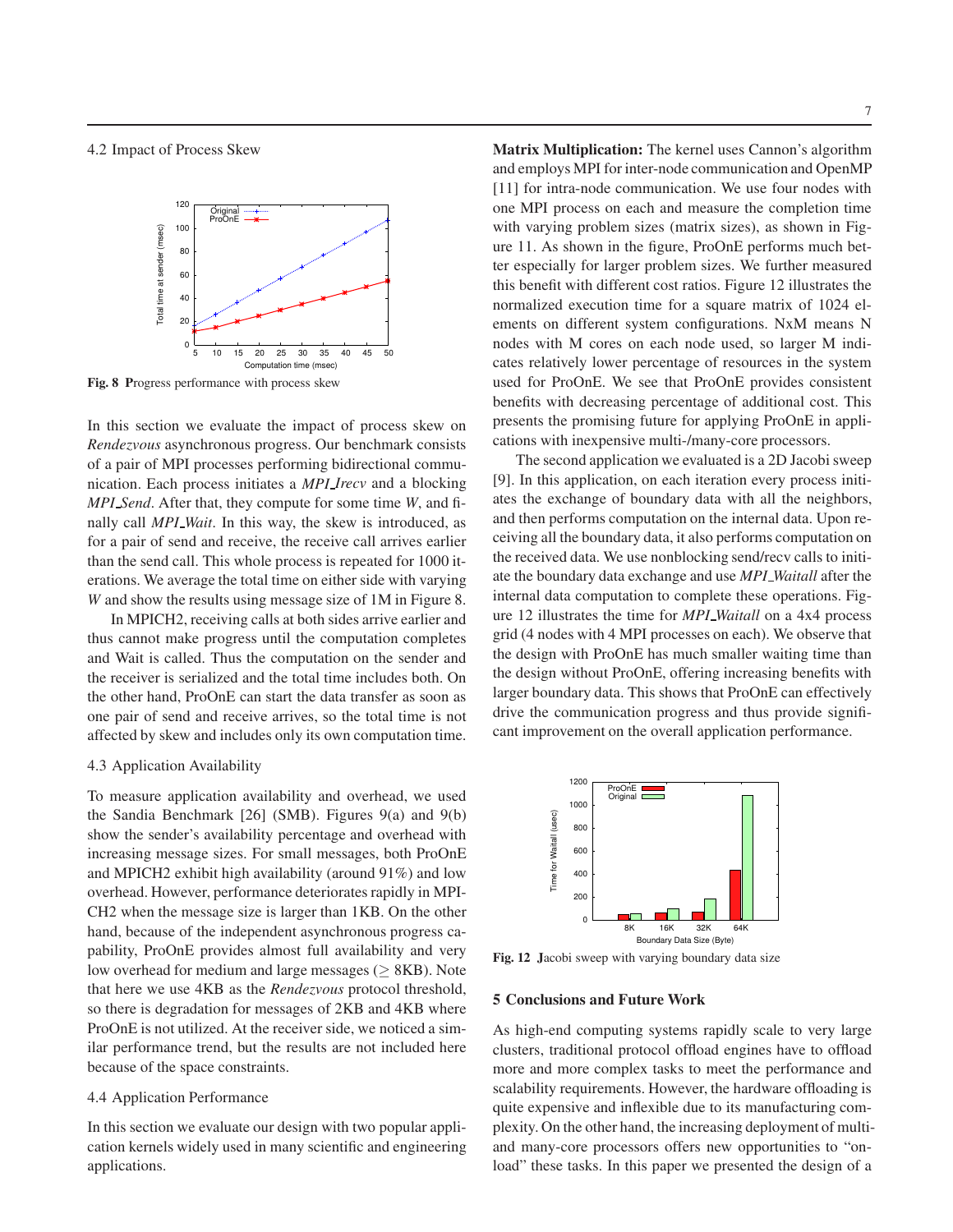### 4.2 Impact of Process Skew

Fig. 8 Progress performance with process skew

In this section we evaluate the impact of process skew on *Rendezvous* asynchronous progress. Our benchmark consists of a pair of MPI processes performing bidirectional communication. Each process initiates a *MPI_Irecv* and a blocking *MPI_Send*. After that, they compute for some time *W*, and finally call *MPI_Wait*. In this way, the skew is introduced, as for a pair of send and receive, the receive call arrives earlier than the send call. This whole process is repeated for 1000 iterations. We average the total time on either side with varying *W* and show the results using message size of 1M in Figure 8.

In MPICH2, receiving calls at both sides arrive earlier and thus cannot make progress until the computation completes and Wait is called. Thus the computation on the sender and the receiver is serialized and the total time includes both. On the other hand, ProOnE can start the data transfer as soon as one pair of send and receive arrives, so the total time is not affected by skew and includes only its own computation time.

### 4.3 Application Availability

To measure application availability and overhead, we used the Sandia Benchmark [26] (SMB). Figures 9(a) and 9(b) show the sender's availability percentage and overhead with increasing message sizes. For small messages, both ProOnE and MPICH2 exhibit high availability (around 91%) and low overhead. However, performance deteriorates rapidly in MPICH2 when the message size is larger than 1KB. On the other hand, because of the independent asynchronous progress capability, ProOnE provides almost full availability and very low overhead for medium and large messages ($\geq$ 8KB). Note that here we use 4KB as the *Rendezvous* protocol threshold, so there is degradation for messages of 2KB and 4KB where ProOnE is not utilized. At the receiver side, we noticed a similar performance trend, but the results are not included here because of the space constraints.

### 4.4 Application Performance

In this section we evaluate our design with two popular application kernels widely used in many scientific and engineering applications.

**Matrix Multiplication:** The kernel uses Cannon's algorithm and employs MPI for inter-node communication and OpenMP [11] for intra-node communication. We use four nodes with one MPI process on each and measure the completion time with varying problem sizes (matrix sizes), as shown in Figure 11. As shown in the figure, ProOnE performs much better especially for larger problem sizes. We further measured this benefit with different cost ratios. Figure 12 illustrates the normalized execution time for a square matrix of 1024 elements on different system configurations. NxM means N nodes with M cores on each node used, so larger M indicates relatively lower percentage of resources in the system used for ProOnE. We see that ProOnE provides consistent benefits with decreasing percentage of additional cost. This presents the promising future for applying ProOnE in applications with inexpensive multi-/many-core processors.

The second application we evaluated is a 2D Jacobi sweep [9]. In this application, on each iteration every process initiates the exchange of boundary data with all the neighbors, and then performs computation on the internal data. Upon receiving all the boundary data, it also performs computation on the received data. We use nonblocking send/recv calls to initiate the boundary data exchange and use *MPI_Waitall* after the internal data computation to complete these operations. Figure 12 illustrates the time for *MPI_Waitall* on a 4x4 process grid (4 nodes with 4 MPI processes on each). We observe that the design with ProOnE has much smaller waiting time than the design without ProOnE, offering increasing benefits with larger boundary data. This shows that ProOnE can effectively drive the communication progress and thus provide significant improvement on the overall application performance.

Fig. 12 Jacobi sweep with varying boundary data size

## 5 Conclusions and Future Work

As high-end computing systems rapidly scale to very large clusters, traditional protocol offload engines have to offload more and more complex tasks to meet the performance and scalability requirements. However, the hardware offloading is quite expensive and inflexible due to its manufacturing complexity. On the other hand, the increasing deployment of multi- and many-core processors offers new opportunities to "onload" these tasks. In this paper we presented the design of a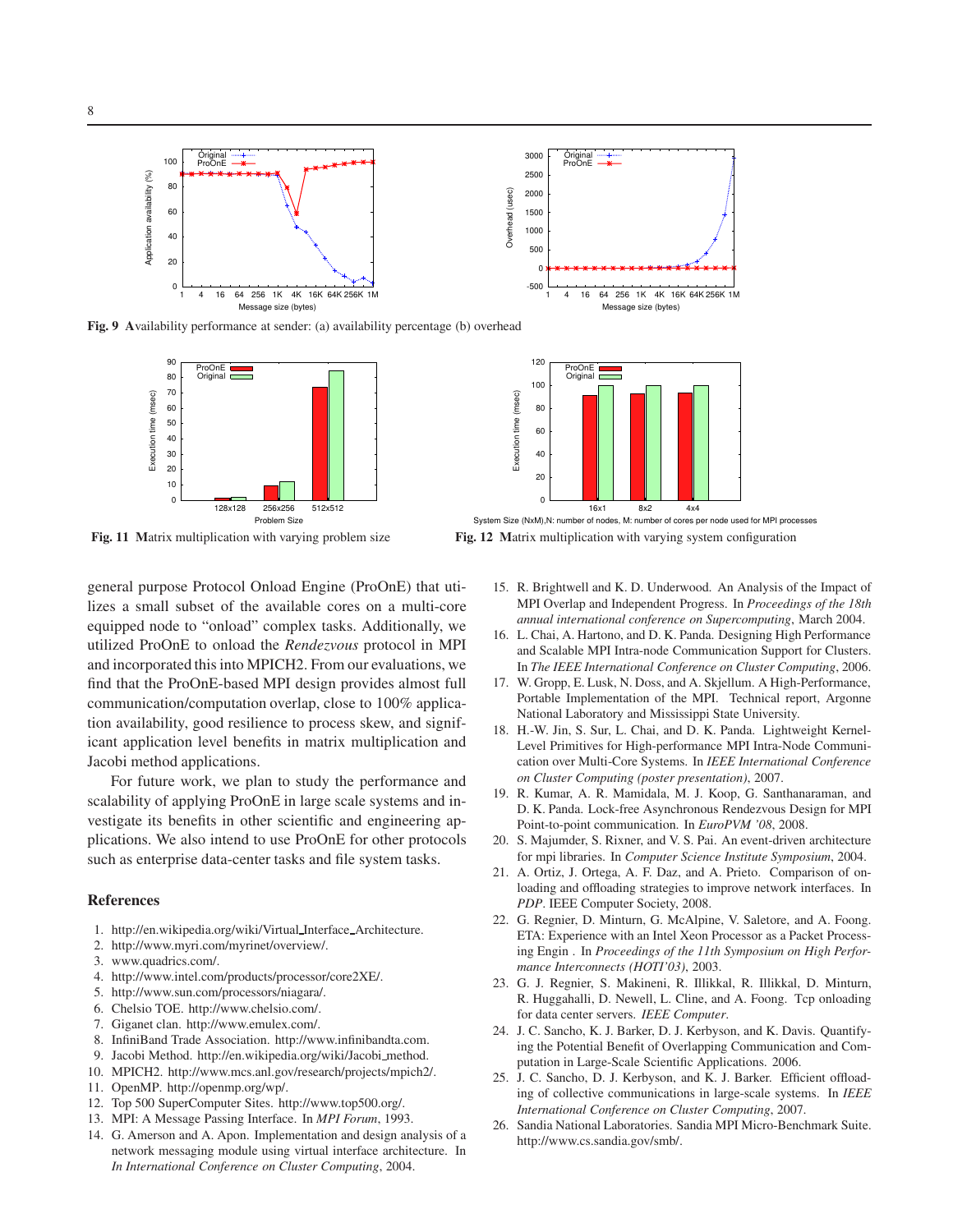Fig. 9 Availability performance at sender: (a) availability percentage (b) overhead

Fig. 11 Matrix multiplication with varying problem size

Fig. 12 Matrix multiplication with varying system configuration

general purpose Protocol Onload Engine (ProOnE) that utilizes a small subset of the available cores on a multi-core equipped node to "onload" complex tasks. Additionally, we utilized ProOnE to onload the *Rendezvous* protocol in MPI and incorporated this into MPICH2. From our evaluations, we find that the ProOnE-based MPI design provides almost full communication/computation overlap, close to 100% application availability, good resilience to process skew, and significant application level benefits in matrix multiplication and Jacobi method applications.

For future work, we plan to study the performance and scalability of applying ProOnE in large scale systems and investigate its benefits in other scientific and engineering applications. We also intend to use ProOnE for other protocols such as enterprise data-center tasks and file system tasks.

## References

1. http://en.wikipedia.org/wiki/Virtual_Interface_Architecture.
2. http://www.myri.com/myrinet/overview/.
3. www.quadrics.com/.
4. http://www.intel.com/products/processor/core2XE/.
5. http://www.sun.com/processors/niagara/.
6. Chelsio TOE. http://www.chelsio.com/.
7. Giganet clan. http://www.emulex.com/.
8. InfiniBand Trade Association. http://www.infinibandta.com.
9. Jacobi Method. http://en.wikipedia.org/wiki/Jacobi_method.
10. MPICH2. http://www.mcs.anl.gov/research/projects/mpich2/.
11. OpenMP. http://openmp.org/wp/.
12. Top 500 SuperComputer Sites. http://www.top500.org/.
13. MPI: A Message Passing Interface. In *MPI Forum*, 1993.
14. G. Amerson and A. Apon. Implementation and design analysis of a network messaging module using virtual interface architecture. In *In International Conference on Cluster Computing*, 2004.
15. R. Brightwell and K. D. Underwood. An Analysis of the Impact of MPI Overlap and Independent Progress. In *Proceedings of the 18th annual international conference on Supercomputing*, March 2004.
16. L. Chai, A. Hartono, and D. K. Panda. Designing High Performance and Scalable MPI Intra-node Communication Support for Clusters. In *The IEEE International Conference on Cluster Computing*, 2006.
17. W. Gropp, E. Lusk, N. Doss, and A. Skjellum. A High-Performance, Portable Implementation of the MPI. Technical report, Argonne National Laboratory and Mississippi State University.
18. H.-W. Jin, S. Sur, L. Chai, and D. K. Panda. Lightweight Kernel-Level Primitives for High-performance MPI Intra-Node Communication over Multi-Core Systems. In *IEEE International Conference on Cluster Computing (poster presentation)*, 2007.
19. R. Kumar, A. R. Mamidala, M. J. Koop, G. Santhanaraman, and D. K. Panda. Lock-free Asynchronous Rendezvous Design for MPI Point-to-point communication. In *EuroPVM '08*, 2008.
20. S. Majumder, S. Rixner, and V. S. Pai. An event-driven architecture for mpi libraries. In *Computer Science Institute Symposium*, 2004.
21. A. Ortiz, J. Ortega, A. F. Daz, and A. Prieto. Comparison of onloading and offloading strategies to improve network interfaces. In *PDP*. IEEE Computer Society, 2008.
22. G. Regnier, D. Minturn, G. McAlpine, V. Saletore, and A. Foong. ETA: Experience with an Intel Xeon Processor as a Packet Processing Engin . In *Proceedings of the 11th Symposium on High Performance Interconnects (HOTI'03)*, 2003.
23. G. J. Regnier, S. Makineni, R. Illikkal, R. Illikkal, D. Minturn, R. Huggahalli, D. Newell, L. Cline, and A. Foong. Tcp onloading for data center servers. *IEEE Computer*.
24. J. C. Sancho, K. J. Barker, D. J. Kerbyson, and K. Davis. Quantifying the Potential Benefit of Overlapping Communication and Computation in Large-Scale Scientific Applications. 2006.
25. J. C. Sancho, D. J. Kerbyson, and K. J. Barker. Efficient offloading of collective communications in large-scale systems. In *IEEE International Conference on Cluster Computing*, 2007.
26. Sandia National Laboratories. Sandia MPI Micro-Benchmark Suite. http://www.cs.sandia.gov/smb/.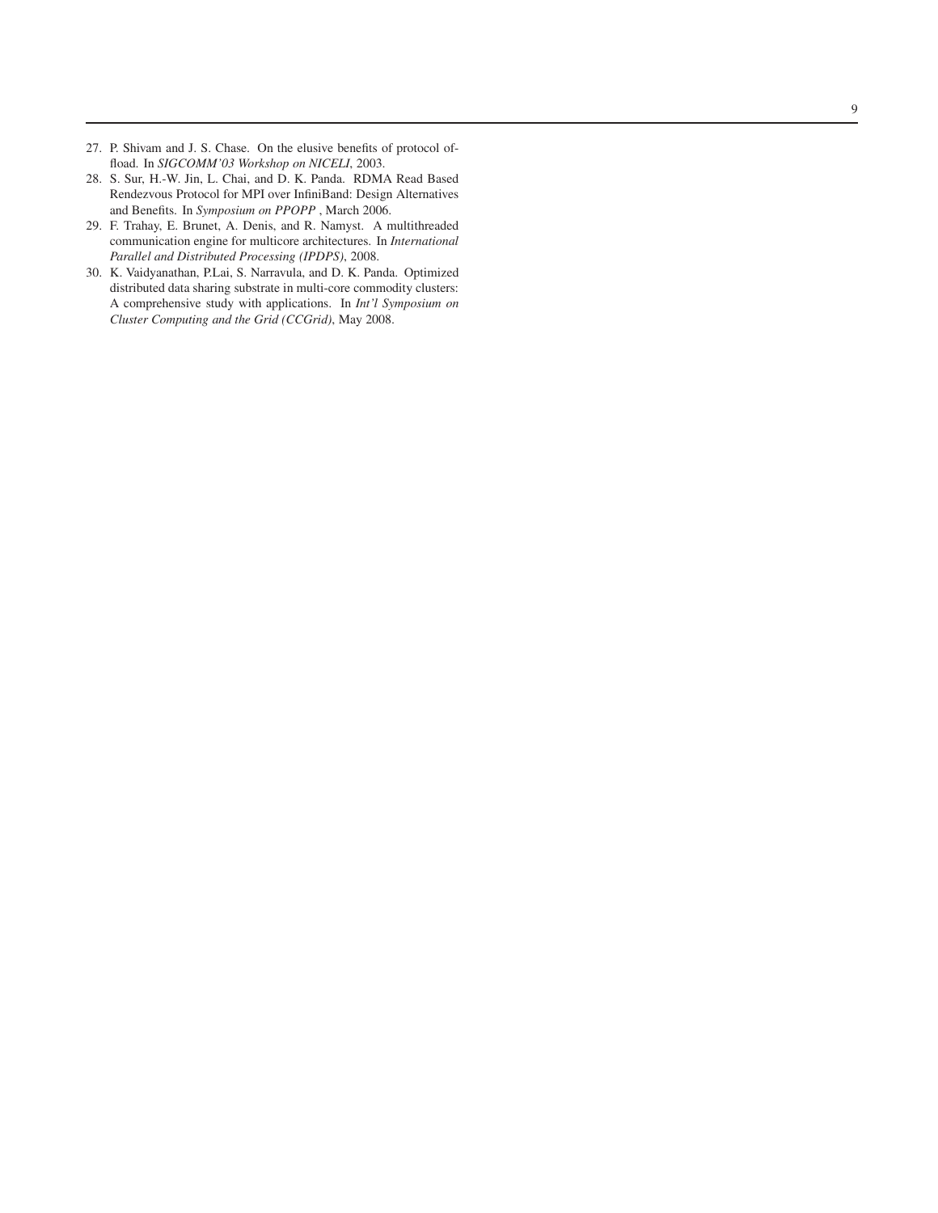27. P. Shivam and J. S. Chase. On the elusive benefits of protocol offload. In *SIGCOMM'03 Workshop on NICELI*, 2003.
28. S. Sur, H.-W. Jin, L. Chai, and D. K. Panda. RDMA Read Based Rendezvous Protocol for MPI over InfiniBand: Design Alternatives and Benefits. In *Symposium on PPOPP* , March 2006.
29. F. Trahay, E. Brunet, A. Denis, and R. Namyst. A multithreaded communication engine for multicore architectures. In *International Parallel and Distributed Processing (IPDPS)*, 2008.
30. K. Vaidyanathan, P.Lai, S. Narravula, and D. K. Panda. Optimized distributed data sharing substrate in multi-core commodity clusters: A comprehensive study with applications. In *Int'l Symposium on Cluster Computing and the Grid (CCGrid)*, May 2008.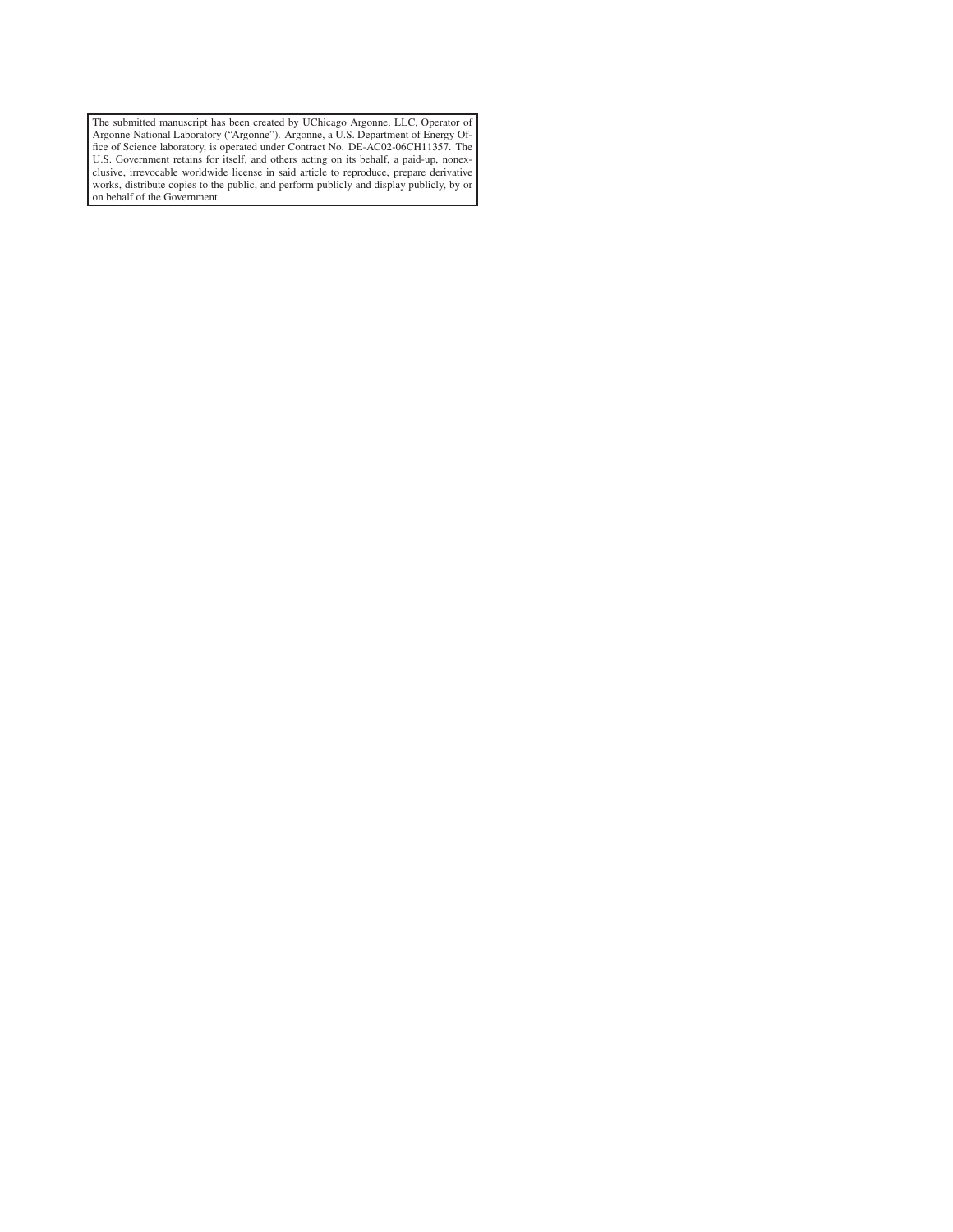The submitted manuscript has been created by UChicago Argonne, LLC, Operator of Argonne National Laboratory ("Argonne"). Argonne, a U.S. Department of Energy Office of Science laboratory, is operated under Contract No. DE-AC02-06CH11357. The U.S. Government retains for itself, and others acting on its behalf, a paid-up, nonexclusive, irrevocable worldwide license in said article to reproduce, prepare derivative works, distribute copies to the public, and perform publicly and display publicly, by or on behalf of the Government.